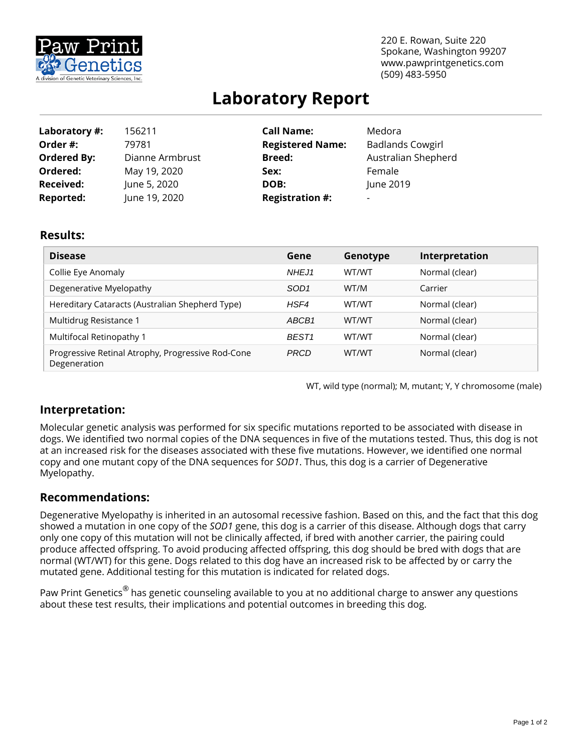Paw Print Genetics
A division of Genetic Veterinary Sciences, Inc.

220 E. Rowan, Suite 220
Spokane, Washington 99207
www.pawprintgenetics.com
(509) 483-5950

# Laboratory Report

| | | | |
|---|---|---|---|
| **Laboratory #:** | 156211 | **Call Name:** | Medora |
| **Order #:** | 79781 | **Registered Name:** | Badlands Cowgirl |
| **Ordered By:** | Dianne Armbrust | **Breed:** | Australian Shepherd |
| **Ordered:** | May 19, 2020 | **Sex:** | Female |
| **Received:** | June 5, 2020 | **DOB:** | June 2019 |
| **Reported:** | June 19, 2020 | **Registration #:** | - |

## Results:

| Disease | Gene | Genotype | Interpretation |
|---|---|---|---|
| Collie Eye Anomaly | *NHEJ1* | WT/WT | Normal (clear) |
| Degenerative Myelopathy | *SOD1* | WT/M | Carrier |
| Hereditary Cataracts (Australian Shepherd Type) | *HSF4* | WT/WT | Normal (clear) |
| Multidrug Resistance 1 | *ABCB1* | WT/WT | Normal (clear) |
| Multifocal Retinopathy 1 | *BEST1* | WT/WT | Normal (clear) |
| Progressive Retinal Atrophy, Progressive Rod-Cone Degeneration | *PRCD* | WT/WT | Normal (clear) |

WT, wild type (normal); M, mutant; Y, Y chromosome (male)

## Interpretation:

Molecular genetic analysis was performed for six specific mutations reported to be associated with disease in dogs. We identified two normal copies of the DNA sequences in five of the mutations tested. Thus, this dog is not at an increased risk for the diseases associated with these five mutations. However, we identified one normal copy and one mutant copy of the DNA sequences for *SOD1*. Thus, this dog is a carrier of Degenerative Myelopathy.

## Recommendations:

Degenerative Myelopathy is inherited in an autosomal recessive fashion. Based on this, and the fact that this dog showed a mutation in one copy of the *SOD1* gene, this dog is a carrier of this disease. Although dogs that carry only one copy of this mutation will not be clinically affected, if bred with another carrier, the pairing could produce affected offspring. To avoid producing affected offspring, this dog should be bred with dogs that are normal (WT/WT) for this gene. Dogs related to this dog have an increased risk to be affected by or carry the mutated gene. Additional testing for this mutation is indicated for related dogs.

Paw Print Genetics® has genetic counseling available to you at no additional charge to answer any questions about these test results, their implications and potential outcomes in breeding this dog.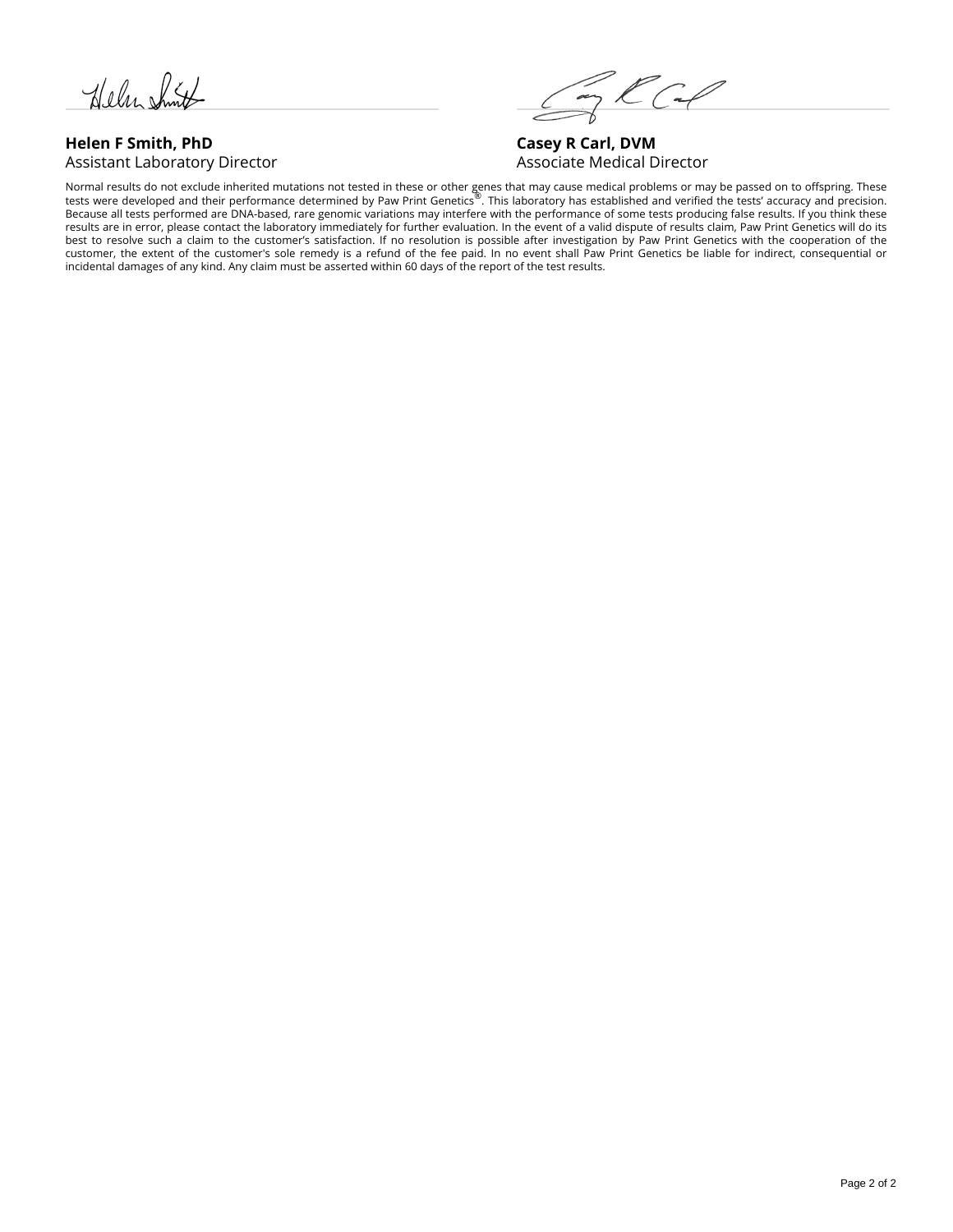**Helen F Smith, PhD**
Assistant Laboratory Director

**Casey R Carl, DVM**
Associate Medical Director

Normal results do not exclude inherited mutations not tested in these or other genes that may cause medical problems or may be passed on to offspring. These tests were developed and their performance determined by Paw Print Genetics®. This laboratory has established and verified the tests' accuracy and precision. Because all tests performed are DNA-based, rare genomic variations may interfere with the performance of some tests producing false results. If you think these results are in error, please contact the laboratory immediately for further evaluation. In the event of a valid dispute of results claim, Paw Print Genetics will do its best to resolve such a claim to the customer's satisfaction. If no resolution is possible after investigation by Paw Print Genetics with the cooperation of the customer, the extent of the customer's sole remedy is a refund of the fee paid. In no event shall Paw Print Genetics be liable for indirect, consequential or incidental damages of any kind. Any claim must be asserted within 60 days of the report of the test results.